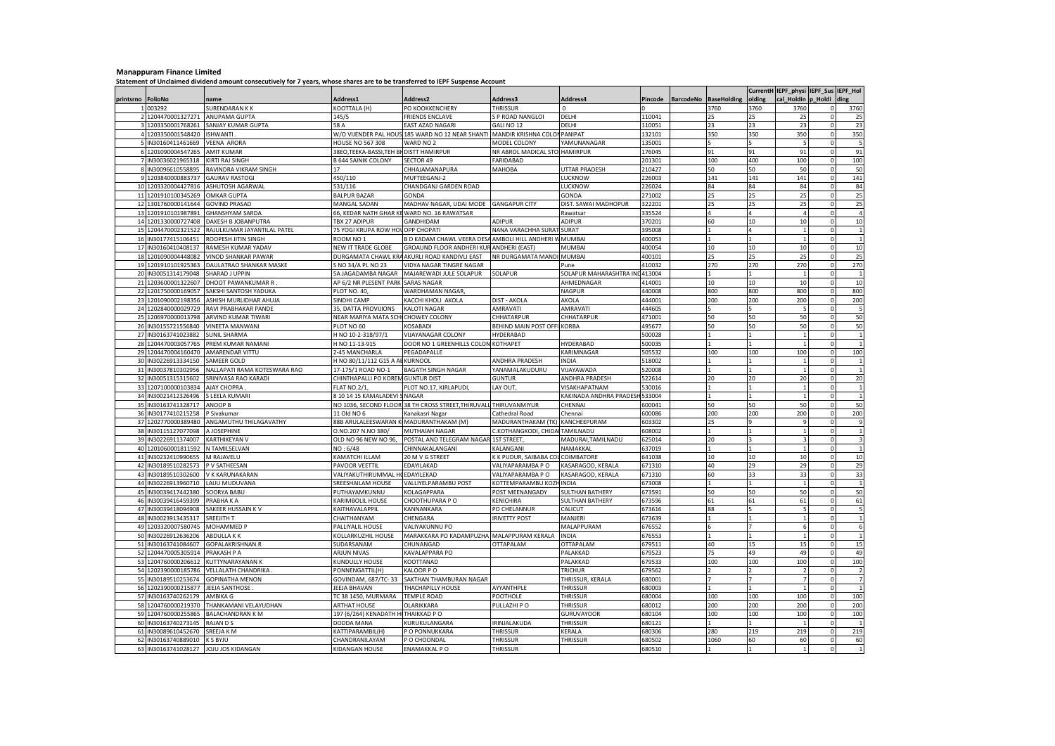**Manappuram Finance Limited**

**Statement of Unclaimed dividend amount consecutively for 7 years, whose shares are to be transferred to IEPF Suspense Account**

| printsrno | FolioNo | name | Address1 | Address2 | Address3 | Address4 | Pincode | BarcodeNo | BaseHolding | CurrentHolding | IEPF_physical_Holding | IEPF_Susp_Holding | IEPF_Holding |
|---|---|---|---|---|---|---|---|---|---|---|---|---|---|
| 1 | 003292 | SURENDARAN K K | KOOTTALA (H) | PO KOOKKENCHERY | THRISSUR | 0 | 0 | | 3760 | 3760 | 3760 | 0 | 3760 |
| 2 | 1204470001327271 | ANUPAMA GUPTA | 145/5 | FRIENDS ENCLAVE | S P ROAD NANGLOI | DELHI | 110041 | | 25 | 25 | 25 | 0 | 25 |
| 3 | 1203350001768261 | SANJAY KUMAR GUPTA | 58 A | EAST AZAD NAGARI | GALI NO 12 | DELHI | 110051 | | 23 | 23 | 23 | 0 | 23 |
| 4 | 1203350001548420 | ISHWANTI . | W/O VIJENDER PAL HOUS | 185 WARD NO 12 NEAR SHANTI | MANDIR KRISHNA COLON | PANIPAT | 132101 | | 350 | 350 | 350 | 0 | 350 |
| 5 | IN30160411461669 | VEENA ARORA | HOUSE NO 567 308 | WARD NO 2 | MODEL COLONY | YAMUNANAGAR | 135001 | | 5 | 5 | 5 | 0 | 5 |
| 6 | 1201090004547265 | AMIT KUMAR | 38EO,TEEKA-BASSI,TEH BH | DISTT HAMIRPUR | NR ABROL MADICAL STO | HAMIRPUR | 176045 | | 91 | 91 | 91 | 0 | 91 |
| 7 | IN30036021965318 | KIRTI RAJ SINGH | B 644 SAINIK COLONY | SECTOR 49 | FARIDABAD | | 201301 | | 100 | 400 | 100 | 0 | 100 |
| 8 | IN30096610558895 | RAVINDRA VIKRAM SINGH | 17 | CHHAJAMANAPURA | MAHOBA | UTTAR PRADESH | 210427 | | 50 | 50 | 50 | 0 | 50 |
| 9 | 1203840000883737 | GAURAV RASTOGI | 450/110 | MUFTEEGANJ-2 | | LUCKNOW | 226003 | | 141 | 141 | 141 | 0 | 141 |
| 10 | 1203320004427816 | ASHUTOSH AGARWAL | 531/116 | CHANDGANJ GARDEN ROAD | | LUCKNOW | 226024 | | 84 | 84 | 84 | 0 | 84 |
| 11 | 1201910100345269 | OMKAR GUPTA | BALPUR BAZAR | GONDA | | GONDA | 271002 | | 25 | 25 | 25 | 0 | 25 |
| 12 | 1301760000141644 | GOVIND PRASAD | MANGAL SADAN | MADHAV NAGAR, UDAI MODE | GANGAPUR CITY | DIST. SAWAI MADHOPUR | 322201 | | 25 | 25 | 25 | 0 | 25 |
| 13 | 1201910101987891 | GHANSHYAM SARDA | 66, KEDAR NATH GHAR KE | WARD NO. 16 RAWATSAR | | Rawatsar | 335524 | | 4 | 4 | 4 | 0 | 4 |
| 14 | 1201330000727408 | DAXESH B JOBANPUTRA | TBX 27 ADIPUR | GANDHIDAM | ADIPUR | ADIPUR | 370201 | | 60 | 10 | 10 | 0 | 10 |
| 15 | 1204470002321522 | RAJULKUMAR JAYANTILAL PATEL | 75 YOGI KRUPA ROW HOU | OPP CHOPATI | NANA VARACHHA SURAT | SURAT | 395008 | | 1 | 4 | 1 | 0 | 1 |
| 16 | IN30177415106451 | ROOPESH JITIN SINGH | ROOM NO 1 | B D KADAM CHAWL VEERA DESA | AMBOLI HILL ANDHERI W | MUMBAI | 400053 | | 1 | 1 | 1 | 0 | 1 |
| 17 | IN30160410408137 | RAMESH KUMAR YADAV | NEW IT TRADE GLOBE | GROAUND FLOOR ANDHERI KUR | ANDHERI (EAST) | MUMBAI | 400054 | | 10 | 10 | 10 | 0 | 10 |
| 18 | 1201090004448082 | VINOD SHANKAR PAWAR | DURGAMATA CHAWL KRA | AKURLI ROAD KANDIVLI EAST | NR DURGAMATA MANDI | MUMBAI | 400101 | | 25 | 25 | 25 | 0 | 25 |
| 19 | 1201910101925363 | DAULATRAO SHANKAR MASKE | S NO 34/A PL NO 23 | VIDYA NAGAR TINGRE NAGAR | | Pune | 410032 | | 270 | 270 | 270 | 0 | 270 |
| 20 | IN30051314179048 | SHARAD J UPPIN | 5A JAGADAMBA NAGAR | MAJAREWADI JULE SOLAPUR | SOLAPUR | SOLAPUR MAHARASHTRA IND | 413004 | | 1 | 1 | 1 | 0 | 1 |
| 21 | 1203600001322607 | DHOOT PAWANKUMAR R . | AP 6/2 NR PLESENT PARK | SARAS NAGAR | | AHMEDNAGAR | 414001 | | 10 | 10 | 10 | 0 | 10 |
| 22 | 1201750000169057 | SAKSHI SANTOSH YADUKA | PLOT NO. 40, | WARDHAMAN NAGAR, | | NAGPUR | 440008 | | 800 | 800 | 800 | 0 | 800 |
| 23 | 1201090002198356 | ASHISH MURLIDHAR AHUJA | SINDHI CAMP | KACCHI KHOLI AKOLA | DIST - AKOLA | AKOLA | 444001 | | 200 | 200 | 200 | 0 | 200 |
| 24 | 1202840000029729 | RAVI PRABHAKAR PANDE | 35, DATTA PROVIJIONS | KALOTI NAGAR | AMRAVATI | AMRAVATI | 444605 | | 5 | 5 | 5 | 0 | 5 |
| 25 | 1206970000013798 | ARVIND KUMAR TIWARI | NEAR MARIYA MATA SCH | CHOWEY COLONY | CHHATARPUR | CHHATARPUR | 471001 | | 50 | 50 | 50 | 0 | 50 |
| 26 | IN30155721556840 | VINEETA MANWANI | PLOT NO 60 | KOSABADI | BEHIND MAIN POST OFFI | KORBA | 495677 | | 50 | 50 | 50 | 0 | 50 |
| 27 | IN30163741023882 | SUNIL SHARMA | H NO 10-2-318/97/1 | VIJAYANAGAR COLONY | HYDERABAD | | 500028 | | 1 | 1 | 1 | 0 | 1 |
| 28 | 1204470003057765 | PREM KUMAR NAMANI | H NO 11-13-915 | DOOR NO 1 GREENHILLS COLON | KOTHAPET | HYDERABAD | 500035 | | 1 | 1 | 1 | 0 | 1 |
| 29 | 1204470004160470 | AMARENDAR VITTU | 2-45 MANCHARLA | PEGADAPALLE | | KARIMNAGAR | 505532 | | 100 | 100 | 100 | 0 | 100 |
| 30 | IN30226913334150 | SAMEER GOLD | H NO 80/11/112 G15 A AE | KURNOOL | ANDHRA PRADESH | INDIA | 518002 | | 1 | 1 | 1 | 0 | 1 |
| 31 | IN30037810302956 | NALLAPATI RAMA KOTESWARA RAO | 17-175/1 ROAD NO-1 | BAGATH SINGH NAGAR | YANAMALAKUDURU | VIJAYAWADA | 520008 | | 1 | 1 | 1 | 0 | 1 |
| 32 | IN30051315315602 | SRINIVASA RAO KARADI | CHINTHAPALLI PO KOREM | GUNTUR DIST | GUNTUR | ANDHRA PRADESH | 522614 | | 20 | 20 | 20 | 0 | 20 |
| 33 | 1207100000103834 | AJAY CHOPRA . | FLAT NO.2/1, | PLOT NO.17, KIRLAPUDI, | LAY OUT, | VISAKHAPATNAM | 530016 | | 1 | 1 | 1 | 0 | 1 |
| 34 | IN30021412326496 | S LEELA KUMARI | 8 10 14 15 KAMALADEVI S | NAGAR | | KAKINADA ANDHRA PRADESH | 533004 | | 1 | 1 | 1 | 0 | 1 |
| 35 | IN30163741328717 | ANOOP B | NO 1036, SECOND FLOOR | 38 TH CROSS STREET,THIRUVALL | THIRUVANMIYUR | CHENNAI | 600041 | | 50 | 50 | 50 | 0 | 50 |
| 36 | IN30177410215258 | P Sivakumar | 11 Old NO 6 | Kanakasri Nagar | Cathedral Road | Chennai | 600086 | | 200 | 200 | 200 | 0 | 200 |
| 37 | 1202770000389480 | ANGAMUTHU THILAGAVATHY | 88B ARULALEESWARAN K | MADURANTHAKAM (M) | MADURANTHAKAM (TK) | KANCHEEPURAM | 603302 | | 25 | 9 | 9 | 0 | 9 |
| 38 | IN30115127077098 | A JOSEPHINE | O.NO.207 N.NO 380/ | MUTHAIAH NAGAR | C.KOTHANGKODI, CHIDA | TAMILNADU | 608002 | | 1 | 1 | 1 | 0 | 1 |
| 39 | IN30226911374007 | KARTHIKEYAN V | OLD NO 96 NEW NO 96, | POSTAL AND TELEGRAM NAGAR | 1ST STREET, | MADURAI,TAMILNADU | 625014 | | 20 | 3 | 3 | 0 | 3 |
| 40 | 1201060001811592 | N TAMILSELVAN | NO : 6/48 | CHINNAKALANGANI | KALANGANI | NAMAKKAL | 637019 | | 1 | 1 | 1 | 0 | 1 |
| 41 | IN30232410990655 | M RAJAVELU | KAMATCHI ILLAM | 20 M V G STREET | K K PUDUR, SAIBABA CO | COIMBATORE | 641038 | | 10 | 10 | 10 | 0 | 10 |
| 42 | IN30189510282573 | P V SATHEESAN | PAVOOR VEETTIL | EDAYILAKAD | VALIYAPARAMBA P O | KASARAGOD, KERALA | 671310 | | 40 | 29 | 29 | 0 | 29 |
| 43 | IN30189510302600 | V K KARUNAKARAN | VALIYAKUTHIRUMMAL H | EDAYILEKAD | VALIYAPARAMBA P O | KASARAGOD, KERALA | 671310 | | 60 | 33 | 33 | 0 | 33 |
| 44 | IN30226913960710 | LAIJU MUDUVANA | SREESHAILAM HOUSE | VALLIYELPARAMBU POST | KOTTEMPARAMBU KOZH | INDIA | 673008 | | 1 | 1 | 1 | 0 | 1 |
| 45 | IN30039417442380 | SOORYA BABU | PUTHAYAMKUNNU | KOLAGAPPARA | POST MEENANGADY | SULTHAN BATHERY | 673591 | | 50 | 50 | 50 | 0 | 50 |
| 46 | IN30039416459399 | PRABHA K A | KARIMBOLIL HOUSE | CHOOTHUPARA P O | KENICHIRA | SULTHAN BATHERY | 673596 | | 61 | 61 | 61 | 0 | 61 |
| 47 | IN30039418094908 | SAKEER HUSSAIN K V | KAITHAVALAPPIL | KANNANKARA | PO CHELANNUR | CALICUT | 673616 | | 88 | 5 | 5 | 0 | 5 |
| 48 | IN30023913435317 | SREEJITH T | CHAITHANYAM | CHENGARA | IRIVETTY POST | MANJERI | 673639 | | 1 | 1 | 1 | 0 | 1 |
| 49 | 1203320007580745 | MOHAMMED P | PALLIYALIL HOUSE | VALIYAKUNNU PO | | MALAPPURAM | 676552 | | 6 | 7 | 6 | 0 | 6 |
| 50 | IN30226912636206 | ABDULLA K K | KOLLARKUZHIL HOUSE | MARAKKARA PO KADAMPUZHA | MALAPPURAM KERALA | INDIA | 676553 | | 1 | 1 | 1 | 0 | 1 |
| 51 | IN30163741084607 | GOPALAKRISHNAN.R | SUDARSANAM | CHUNANGAD | OTTAPALAM | OTTAPALAM | 679511 | | 40 | 15 | 15 | 0 | 15 |
| 52 | 1204470005305914 | PRAKASH P A | ARJUN NIVAS | KAVALAPPARA PO | | PALAKKAD | 679523 | | 75 | 49 | 49 | 0 | 49 |
| 53 | 1204760000206612 | KUTTYNARAYANAN K | KUNDULLY HOUSE | KOOTTANAD | | PALAKKAD | 679533 | | 100 | 100 | 100 | 0 | 100 |
| 54 | 1202390000185786 | VELLALATH CHANDRIKA . | PONNENGATTIL(H) | KALOOR P O | | TRICHUR | 679562 | | 2 | 2 | 2 | 0 | 2 |
| 55 | IN30189510253674 | GOPINATHA MENON | GOVINDAM, 687/TC- 33 | SAKTHAN THAMBURAN NAGAR | | THRISSUR, KERALA | 680001 | | 7 | 7 | 7 | 0 | 7 |
| 56 | 1202390000215877 | JEEJA SANTHOSE . | JEEJA BHAVAN | THACHAPILLY HOUSE | AYYANTHPLE | THRISSUR | 680003 | | 1 | 1 | 1 | 0 | 1 |
| 57 | IN30163740262179 | AMBIKA G | TC 38 1450, MURMARA | TEMPLE ROAD | POOTHOLE | THRISSUR | 680004 | | 100 | 100 | 100 | 0 | 100 |
| 58 | 1204760000219370 | THANKAMANI VELAYUDHAN | ARTHAT HOUSE | OLARIKKARA | PULLAZHI P O | THRISSUR | 680012 | | 200 | 200 | 200 | 0 | 200 |
| 59 | 1204760000255865 | BALACHANDRAN K M | 197 (6/264) KENADATH H | THAIKKAD P O | | GURUVAYOOR | 680104 | | 100 | 100 | 100 | 0 | 100 |
| 60 | IN30163740273145 | RAJAN D S | DODDA MANA | KURUKULANGARA | IRINJALAKUDA | THRISSUR | 680121 | | 1 | 1 | 1 | 0 | 1 |
| 61 | IN30089610452670 | SREEJA K M | KATTIPARAMBIL(H) | P O PONNUKKARA | THRISSUR | KERALA | 680306 | | 280 | 219 | 219 | 0 | 219 |
| 62 | IN30163740889010 | K S BYJU | CHANDRANILAYAM | P O CHOONDAL | THRISSUR | THRISSUR | 680502 | | 1060 | 60 | 60 | 0 | 60 |
| 63 | IN30163741028127 | JOJU JOS KIDANGAN | KIDANGAN HOUSE | ENAMAKKAL P O | THRISSUR | | 680510 | | 1 | 1 | 1 | 0 | 1 |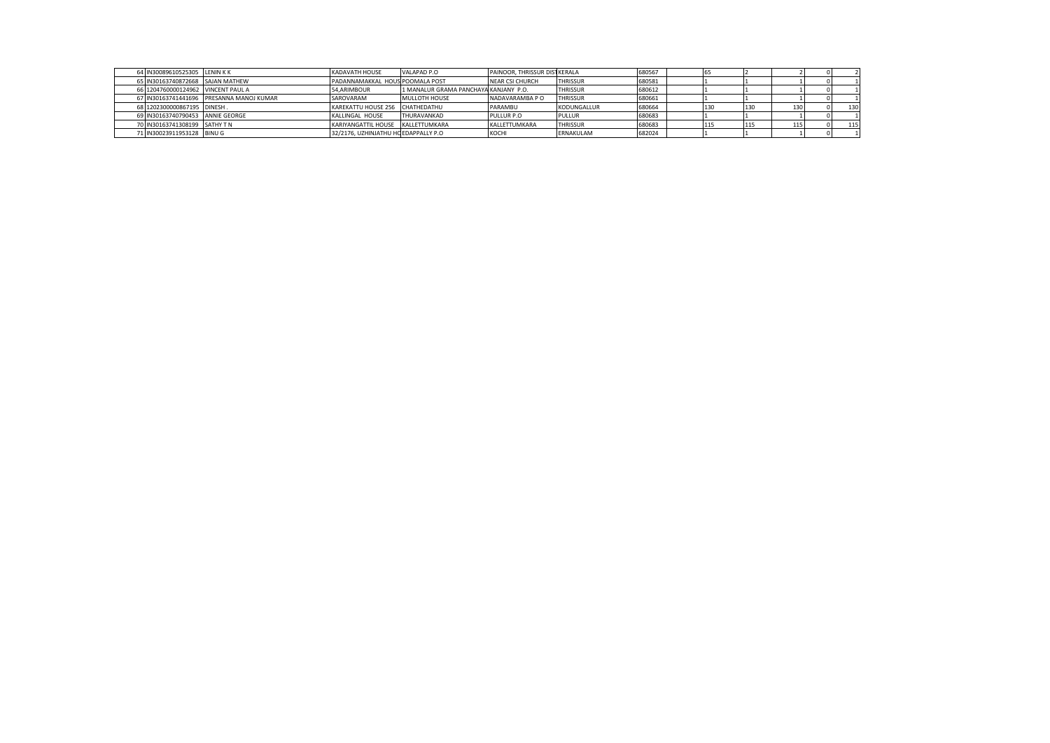| 64 | IN30089610525305 | LENIN K K | KADAVATH HOUSE | VALAPAD P.O | PAINOOR, THRISSUR DIST | KERALA | 680567 | | 65 | 2 | 2 | 0 | 2 |
|---|---|---|---|---|---|---|---|---|---|---|---|---|---|
| 65 | IN30163740872668 | SAJAN MATHEW | PADANNAMAKKAL HOUS | POOMALA POST | NEAR CSI CHURCH | THRISSUR | 680581 | | 1 | 1 | 1 | 0 | 1 |
| 66 | 1204760000124962 | VINCENT PAUL A | 54,ARIMBOUR | 1 MANALUR GRAMA PANCHAYA | KANJANY P.O. | THRISSUR | 680612 | | 1 | 1 | 1 | 0 | 1 |
| 67 | IN30163741441696 | PRESANNA MANOJ KUMAR | SAROVARAM | MULLOTH HOUSE | NADAVARAMBA P O | THRISSUR | 680661 | | 1 | 1 | 1 | 0 | 1 |
| 68 | 1202300000867195 | DINESH . | KAREKATTU HOUSE 256 | CHATHEDATHU | PARAMBU | KODUNGALLUR | 680664 | | 130 | 130 | 130 | 0 | 130 |
| 69 | IN30163740790453 | ANNIE GEORGE | KALLINGAL HOUSE | THURAVANKAD | PULLUR P.O | PULLUR | 680683 | | 1 | 1 | 1 | 0 | 1 |
| 70 | IN30163741308199 | SATHY T N | KARIYANGATTIL HOUSE | KALLETTUMKARA | KALLETTUMKARA | THRISSUR | 680683 | | 115 | 115 | 115 | 0 | 115 |
| 71 | IN30023911953128 | BINU G | 32/2176, UZHINJATHU HO | EDAPPALLY P.O | KOCHI | ERNAKULAM | 682024 | | 1 | 1 | 1 | 0 | 1 |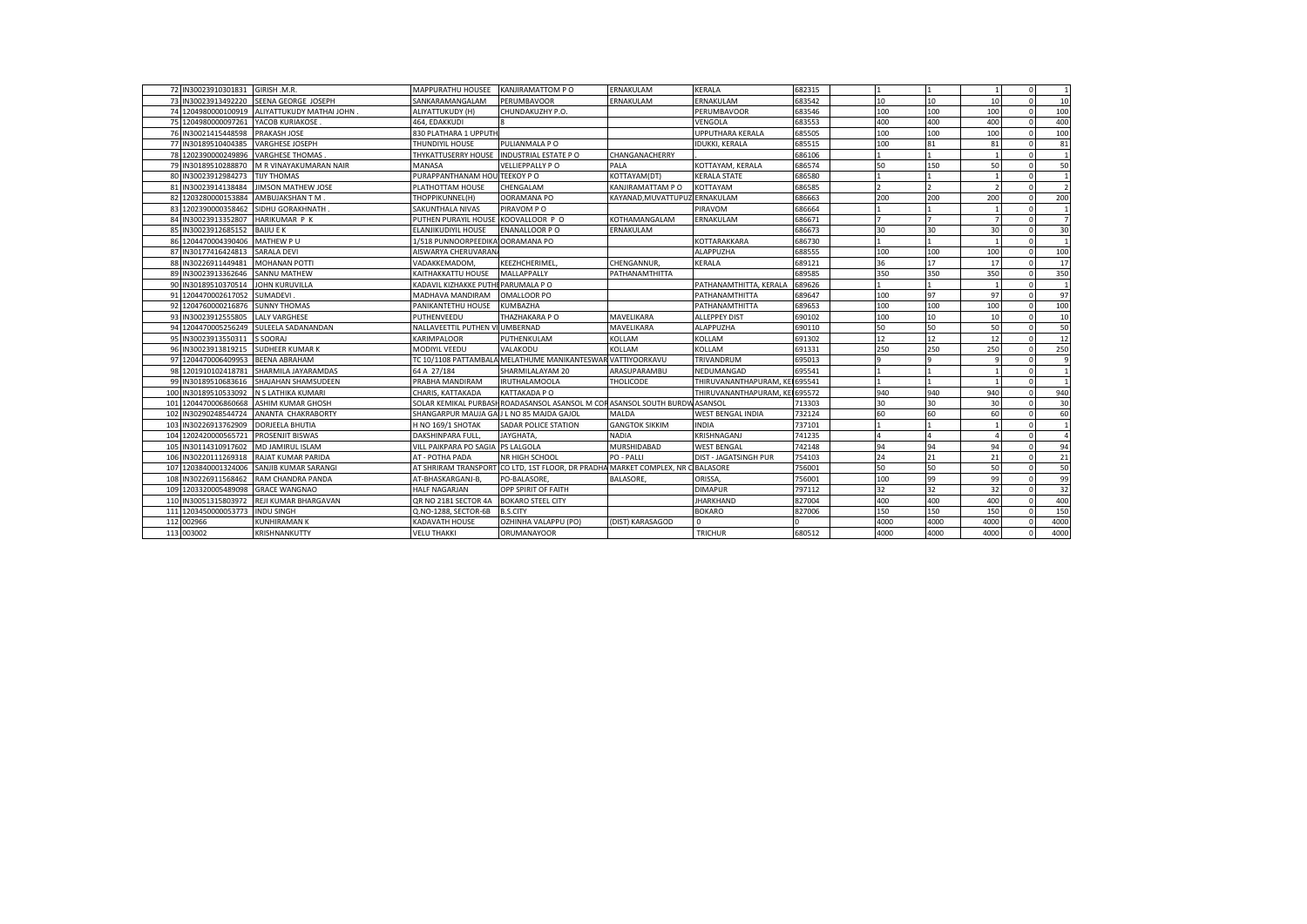| | | | | | | | | | | | | | |
|---|---|---|---|---|---|---|---|---|---|---|---|---|---|
| 72 | IN30023910301831 | GIRISH .M.R. | MAPPURATHU HOUSEE | KANJIRAMATTOM P O | ERNAKULAM | KERALA | 682315 | | 1 | 1 | 1 | 0 | 1 |
| 73 | IN30023913492220 | SEENA GEORGE JOSEPH | SANKARAMANGALAM | PERUMBAVOOR | ERNAKULAM | ERNAKULAM | 683542 | | 10 | 10 | 10 | 0 | 10 |
| 74 | 1204980000100919 | ALIYATTUKUDY MATHAI JOHN . | ALIYATTUKUDY (H) | CHUNDAKUZHY P.O. | | PERUMBAVOOR | 683546 | | 100 | 100 | 100 | 0 | 100 |
| 75 | 1204980000097261 | YACOB KURIAKOSE . | 464, EDAKKUDI | 8 | | VENGOLA | 683553 | | 400 | 400 | 400 | 0 | 400 |
| 76 | IN30021415448598 | PRAKASH JOSE | 830 PLATHARA 1 UPPUTH | | | UPPUTHARA KERALA | 685505 | | 100 | 100 | 100 | 0 | 100 |
| 77 | IN30189510404385 | VARGHESE JOSEPH | THUNDIYIL HOUSE | PULIANMALA P O | | IDUKKI, KERALA | 685515 | | 100 | 81 | 81 | 0 | 81 |
| 78 | 1202390000249896 | VARGHESE THOMAS . | THYKATTUSERRY HOUSE | INDUSTRIAL ESTATE P O | CHANGANACHERRY | . | 686106 | | 1 | 1 | 1 | 0 | 1 |
| 79 | IN30189510288870 | M R VINAYAKUMARAN NAIR | MANASA | VELLIEPPALLY P O | PALA | KOTTAYAM, KERALA | 686574 | | 50 | 150 | 50 | 0 | 50 |
| 80 | IN30023912984273 | TIJY THOMAS | PURAPPANTHANAM HOU | TEEKOY P O | KOTTAYAM(DT) | KERALA STATE | 686580 | | 1 | 1 | 1 | 0 | 1 |
| 81 | IN30023914138484 | JIMSON MATHEW JOSE | PLATHOTTAM HOUSE | CHENGALAM | KANJIRAMATTAM P O | KOTTAYAM | 686585 | | 2 | 2 | 2 | 0 | 2 |
| 82 | 1203280000153884 | AMBUJAKSHAN T M . | THOPPIKUNNEL(H) | OORAMANA PO | KAYANAD,MUVATTUPUZ | ERNAKULAM | 686663 | | 200 | 200 | 200 | 0 | 200 |
| 83 | 1202390000358462 | SIDHU GORAKHNATH . | SAKUNTHALA NIVAS | PIRAVOM P O | | PIRAVOM | 686664 | | 1 | 1 | 1 | 0 | 1 |
| 84 | IN30023913352807 | HARIKUMAR P K | PUTHEN PURAYIL HOUSE | KOOVALLOOR P O | KOTHAMANGALAM | ERNAKULAM | 686671 | | 7 | 7 | 7 | 0 | 7 |
| 85 | IN30023912685152 | BAIJU E K | ELANJIKUDIYIL HOUSE | ENANALLOOR P O | ERNAKULAM | | 686673 | | 30 | 30 | 30 | 0 | 30 |
| 86 | 1204470004390406 | MATHEW P U | 1/518 PUNNOORPEEDIKA | OORAMANA PO | | KOTTARAKKARA | 686730 | | 1 | 1 | 1 | 0 | 1 |
| 87 | IN30177416424813 | SARALA DEVI | AISWARYA CHERUVARAN/ | | | ALAPPUZHA | 688555 | | 100 | 100 | 100 | 0 | 100 |
| 88 | IN30226911449481 | MOHANAN POTTI | VADAKKEMADOM, | KEEZHCHERIMEL, | CHENGANNUR, | KERALA | 689121 | | 36 | 17 | 17 | 0 | 17 |
| 89 | IN30023913362646 | SANNU MATHEW | KAITHAKKATTU HOUSE | MALLAPPALLY | PATHANAMTHITTA | | 689585 | | 350 | 350 | 350 | 0 | 350 |
| 90 | IN30189510370514 | JOHN KURUVILLA | KADAVIL KIZHAKKE PUTHE | PARUMALA P O | | PATHANAMTHITTA, KERALA | 689626 | | 1 | 1 | 1 | 0 | 1 |
| 91 | 1204470002617052 | SUMADEVI . | MADHAVA MANDIRAM | OMALLOOR PO | | PATHANAMTHITTA | 689647 | | 100 | 97 | 97 | 0 | 97 |
| 92 | 1204760000216876 | SUNNY THOMAS | PANIKANTETHU HOUSE | KUMBAZHA | | PATHANAMTHITTA | 689653 | | 100 | 100 | 100 | 0 | 100 |
| 93 | IN30023912555805 | LALY VARGHESE | PUTHENVEEDU | THAZHAKARA P O | MAVELIKARA | ALLEPPEY DIST | 690102 | | 100 | 10 | 10 | 0 | 10 |
| 94 | 1204470005256249 | SULEELA SADANANDAN | NALLAVEETTIL PUTHEN VI | UMBERNAD | MAVELIKARA | ALAPPUZHA | 690110 | | 50 | 50 | 50 | 0 | 50 |
| 95 | IN30023913550311 | S SOORAJ | KARIMPALOOR | PUTHENKULAM | KOLLAM | KOLLAM | 691302 | | 12 | 12 | 12 | 0 | 12 |
| 96 | IN30023913819215 | SUDHEER KUMAR K | MODIYIL VEEDU | VALAKODU | KOLLAM | KOLLAM | 691331 | | 250 | 250 | 250 | 0 | 250 |
| 97 | 1204470006409953 | BEENA ABRAHAM | TC 10/1108 PATTAMBALA | MELATHUME MANIKANTESWAR | VATTIYOORKAVU | TRIVANDRUM | 695013 | | 9 | 9 | 9 | 0 | 9 |
| 98 | 1201910102418781 | SHARMILA JAYARAMDAS | 64 A 27/184 | SHARMILALAYAM 20 | ARASUPARAMBU | NEDUMANGAD | 695541 | | 1 | 1 | 1 | 0 | 1 |
| 99 | IN30189510683616 | SHAJAHAN SHAMSUDEEN | PRABHA MANDIRAM | IRUTHALAMOOLA | THOLICODE | THIRUVANANTHAPURAM, KE | 695541 | | 1 | 1 | 1 | 0 | 1 |
| 100 | IN30189510533092 | N S LATHIKA KUMARI | CHARIS, KATTAKADA | KATTAKADA P O | | THIRUVANANTHAPURAM, KE | 695572 | | 940 | 940 | 940 | 0 | 940 |
| 101 | 1204470006860668 | ASHIM KUMAR GHOSH | SOLAR KEMIKAL PURBASH | ROADASANSOL ASANSOL M COR | ASANSOL SOUTH BURDW | ASANSOL | 713303 | | 30 | 30 | 30 | 0 | 30 |
| 102 | IN30290248544724 | ANANTA CHAKRABORTY | SHANGARPUR MAUJA GA | J L NO 85 MAJDA GAJOL | MALDA | WEST BENGAL INDIA | 732124 | | 60 | 60 | 60 | 0 | 60 |
| 103 | IN30226913762909 | DORJEELA BHUTIA | H NO 169/1 SHOTAK | SADAR POLICE STATION | GANGTOK SIKKIM | INDIA | 737101 | | 1 | 1 | 1 | 0 | 1 |
| 104 | 1202420000565721 | PROSENJIT BISWAS | DAKSHINPARA FULL, | JAYGHATA, | NADIA | KRISHNAGANJ | 741235 | | 4 | 4 | 4 | 0 | 4 |
| 105 | IN30114310917602 | MD JAMIRUL ISLAM | VILL PAIKPARA PO SAGIA | PS LALGOLA | MURSHIDABAD | WEST BENGAL | 742148 | | 94 | 94 | 94 | 0 | 94 |
| 106 | IN30220111269318 | RAJAT KUMAR PARIDA | AT - POTHA PADA | NR HIGH SCHOOL | PO - PALLI | DIST - JAGATSINGH PUR | 754103 | | 24 | 21 | 21 | 0 | 21 |
| 107 | 1203840001324006 | SANJIB KUMAR SARANGI | AT SHRIRAM TRANSPORT | CO LTD, 1ST FLOOR, DR PRADHA | MARKET COMPLEX, NR C | BALASORE | 756001 | | 50 | 50 | 50 | 0 | 50 |
| 108 | IN30226911568462 | RAM CHANDRA PANDA | AT-BHASKARGANJ-B, | PO-BALASORE, | BALASORE, | ORISSA, | 756001 | | 100 | 99 | 99 | 0 | 99 |
| 109 | 1203320005489098 | GRACE WANGNAO | HALF NAGARJAN | OPP SPIRIT OF FAITH | | DIMAPUR | 797112 | | 32 | 32 | 32 | 0 | 32 |
| 110 | IN30051315803972 | REJI KUMAR BHARGAVAN | QR NO 2181 SECTOR 4A | BOKARO STEEL CITY | | JHARKHAND | 827004 | | 400 | 400 | 400 | 0 | 400 |
| 111 | 1203450000053773 | INDU SINGH | Q.NO-1288, SECTOR-6B | B.S.CITY | | BOKARO | 827006 | | 150 | 150 | 150 | 0 | 150 |
| 112 | 002966 | KUNHIRAMAN K | KADAVATH HOUSE | OZHINHA VALAPPU (PO) | (DIST) KARASAGOD | 0 | 0 | | 4000 | 4000 | 4000 | 0 | 4000 |
| 113 | 003002 | KRISHNANKUTTY | VELU THAKKI | ORUMANAYOOR | | TRICHUR | 680512 | | 4000 | 4000 | 4000 | 0 | 4000 |